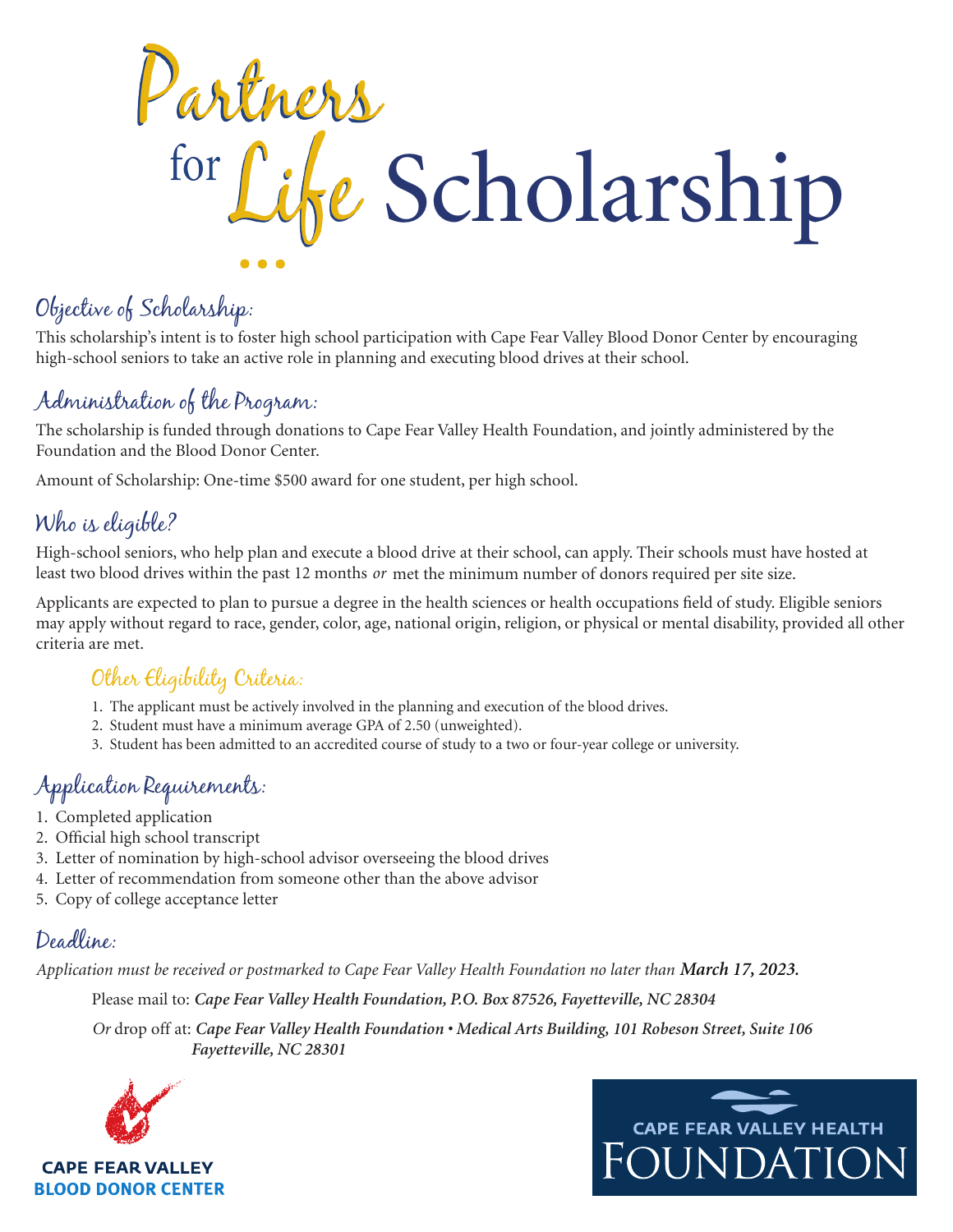# Partners for Life Scholarship

## Objective of Scholarship:

This scholarship's intent is to foster high school participation with Cape Fear Valley Blood Donor Center by encouraging high-school seniors to take an active role in planning and executing blood drives at their school.

## Administration of the Program:

The scholarship is funded through donations to Cape Fear Valley Health Foundation, and jointly administered by the Foundation and the Blood Donor Center.

Amount of Scholarship: One-time $500 award for one student, per high school.

## Who is eligible?

High-school seniors, who help plan and execute a blood drive at their school, can apply. Their schools must have hosted at least two blood drives within the past 12 months *or* met the minimum number of donors required per site size.

Applicants are expected to plan to pursue a degree in the health sciences or health occupations field of study. Eligible seniors may apply without regard to race, gender, color, age, national origin, religion, or physical or mental disability, provided all other criteria are met.

### Other Eligibility Criteria:

1. The applicant must be actively involved in the planning and execution of the blood drives.
2. Student must have a minimum average GPA of 2.50 (unweighted).
3. Student has been admitted to an accredited course of study to a two or four-year college or university.

## Application Requirements:

1. Completed application
2. Official high school transcript
3. Letter of nomination by high-school advisor overseeing the blood drives
4. Letter of recommendation from someone other than the above advisor
5. Copy of college acceptance letter

## Deadline:

*Application must be received or postmarked to Cape Fear Valley Health Foundation no later than* ***March 17, 2023.***

Please mail to: ***Cape Fear Valley Health Foundation, P.O. Box 87526, Fayetteville, NC 28304***

*Or* drop off at: ***Cape Fear Valley Health Foundation • Medical Arts Building, 101 Robeson Street, Suite 106 Fayetteville, NC 28301***

CAPE FEAR VALLEY BLOOD DONOR CENTER

CAPE FEAR VALLEY HEALTH FOUNDATION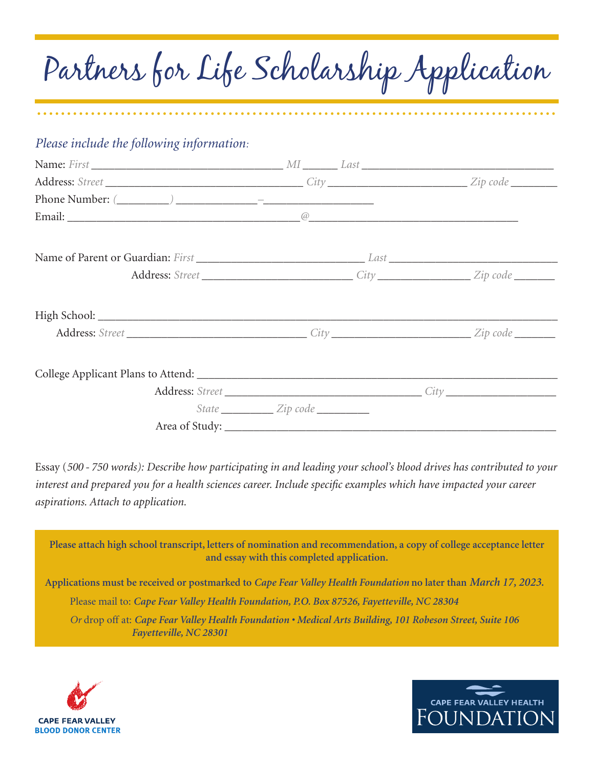# Partners for Life Scholarship Application

*Please include the following information:*

Name: *First* ________________________________ *MI* ______ *Last* ________________________________

Address: *Street* ________________________________ *City* ______________________ *Zip code* ________

Phone Number: *(________)* _____________–_________________

Email: ________________________________________@________________________________

Name of Parent or Guardian: *First* ___________________________ *Last* ___________________________

Address: *Street* ________________________ *City* ______________ *Zip code* _______

High School: ____________________________________________________________________

Address: *Street* ____________________________ *City* ______________________ *Zip code* _______

College Applicant Plans to Attend: _______________________________________________________

Address: *Street* ________________________________ *City* _________________

*State* _________ *Zip code* _________

Area of Study: _____________________________________________________

Essay (*500 - 750 words): Describe how participating in and leading your school's blood drives has contributed to your interest and prepared you for a health sciences career. Include specific examples which have impacted your career aspirations. Attach to application.*

**Please attach high school transcript, letters of nomination and recommendation, a copy of college acceptance letter and essay with this completed application.**

**Applications must be received or postmarked to *Cape Fear Valley Health Foundation* no later than *March 17, 2023.***

Please mail to: ***Cape Fear Valley Health Foundation, P.O. Box 87526, Fayetteville, NC 28304***

*Or* drop off at: ***Cape Fear Valley Health Foundation • Medical Arts Building, 101 Robeson Street, Suite 106 Fayetteville, NC 28301***

CAPE FEAR VALLEY
BLOOD DONOR CENTER

CAPE FEAR VALLEY HEALTH
FOUNDATION